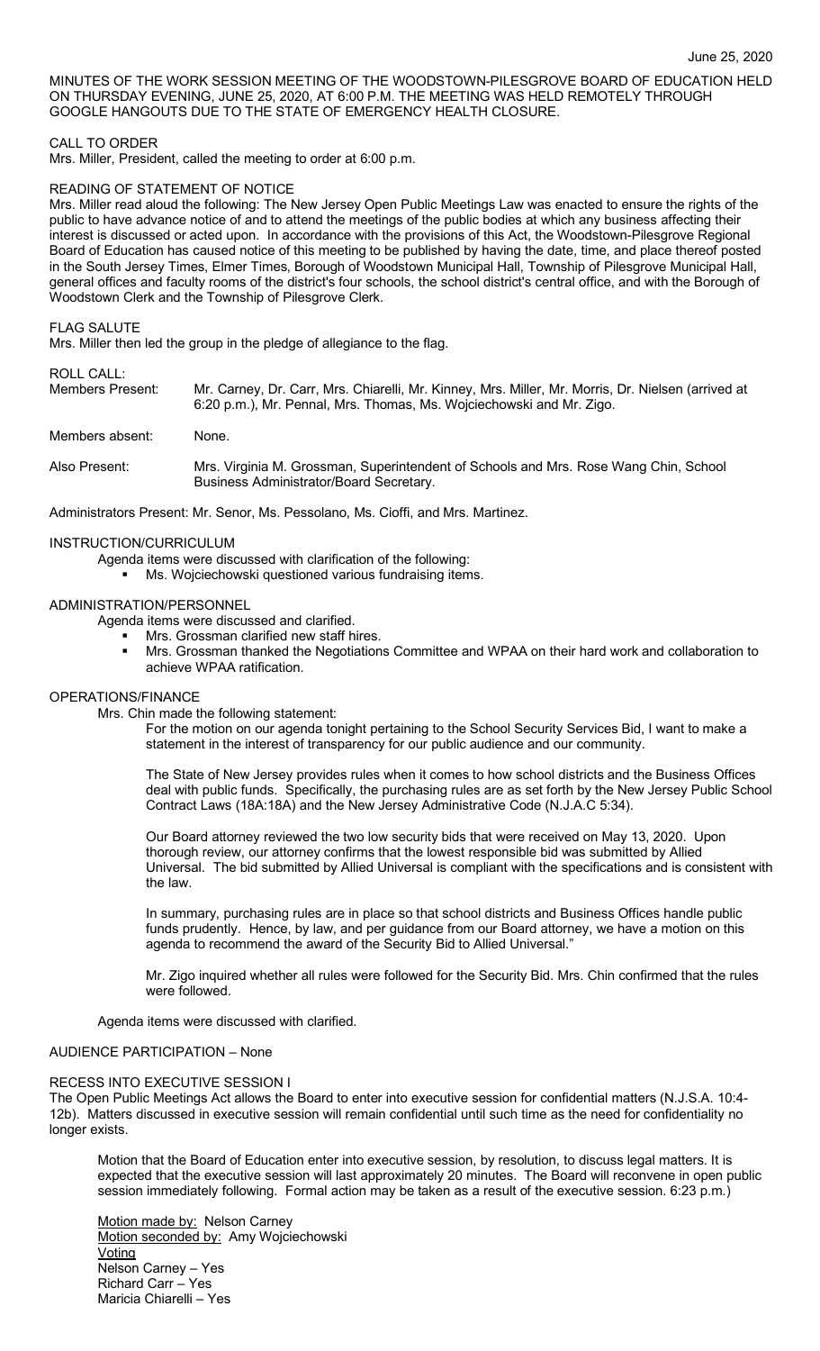June 25, 2020

MINUTES OF THE WORK SESSION MEETING OF THE WOODSTOWN-PILESGROVE BOARD OF EDUCATION HELD ON THURSDAY EVENING, JUNE 25, 2020, AT 6:00 P.M. THE MEETING WAS HELD REMOTELY THROUGH GOOGLE HANGOUTS DUE TO THE STATE OF EMERGENCY HEALTH CLOSURE.

CALL TO ORDER

Mrs. Miller, President, called the meeting to order at 6:00 p.m.

READING OF STATEMENT OF NOTICE

Mrs. Miller read aloud the following: The New Jersey Open Public Meetings Law was enacted to ensure the rights of the public to have advance notice of and to attend the meetings of the public bodies at which any business affecting their interest is discussed or acted upon. In accordance with the provisions of this Act, the Woodstown-Pilesgrove Regional Board of Education has caused notice of this meeting to be published by having the date, time, and place thereof posted in the South Jersey Times, Elmer Times, Borough of Woodstown Municipal Hall, Township of Pilesgrove Municipal Hall, general offices and faculty rooms of the district's four schools, the school district's central office, and with the Borough of Woodstown Clerk and the Township of Pilesgrove Clerk.

FLAG SALUTE

Mrs. Miller then led the group in the pledge of allegiance to the flag.

ROLL CALL:

Members Present: Mr. Carney, Dr. Carr, Mrs. Chiarelli, Mr. Kinney, Mrs. Miller, Mr. Morris, Dr. Nielsen (arrived at 6:20 p.m.), Mr. Pennal, Mrs. Thomas, Ms. Wojciechowski and Mr. Zigo.

Members absent: None.

Also Present: Mrs. Virginia M. Grossman, Superintendent of Schools and Mrs. Rose Wang Chin, School Business Administrator/Board Secretary.

Administrators Present: Mr. Senor, Ms. Pessolano, Ms. Cioffi, and Mrs. Martinez.

INSTRUCTION/CURRICULUM

Agenda items were discussed with clarification of the following:

- Ms. Wojciechowski questioned various fundraising items.

ADMINISTRATION/PERSONNEL

Agenda items were discussed and clarified.

- Mrs. Grossman clarified new staff hires.
- Mrs. Grossman thanked the Negotiations Committee and WPAA on their hard work and collaboration to achieve WPAA ratification.

OPERATIONS/FINANCE

Mrs. Chin made the following statement:

For the motion on our agenda tonight pertaining to the School Security Services Bid, I want to make a statement in the interest of transparency for our public audience and our community.

The State of New Jersey provides rules when it comes to how school districts and the Business Offices deal with public funds. Specifically, the purchasing rules are as set forth by the New Jersey Public School Contract Laws (18A:18A) and the New Jersey Administrative Code (N.J.A.C 5:34).

Our Board attorney reviewed the two low security bids that were received on May 13, 2020. Upon thorough review, our attorney confirms that the lowest responsible bid was submitted by Allied Universal. The bid submitted by Allied Universal is compliant with the specifications and is consistent with the law.

In summary, purchasing rules are in place so that school districts and Business Offices handle public funds prudently. Hence, by law, and per guidance from our Board attorney, we have a motion on this agenda to recommend the award of the Security Bid to Allied Universal."

Mr. Zigo inquired whether all rules were followed for the Security Bid. Mrs. Chin confirmed that the rules were followed.

Agenda items were discussed with clarified.

AUDIENCE PARTICIPATION – None

RECESS INTO EXECUTIVE SESSION I

The Open Public Meetings Act allows the Board to enter into executive session for confidential matters (N.J.S.A. 10:4-12b). Matters discussed in executive session will remain confidential until such time as the need for confidentiality no longer exists.

Motion that the Board of Education enter into executive session, by resolution, to discuss legal matters. It is expected that the executive session will last approximately 20 minutes. The Board will reconvene in open public session immediately following. Formal action may be taken as a result of the executive session. 6:23 p.m.)

Motion made by: Nelson Carney
Motion seconded by: Amy Wojciechowski
Voting
Nelson Carney – Yes
Richard Carr – Yes
Maricia Chiarelli – Yes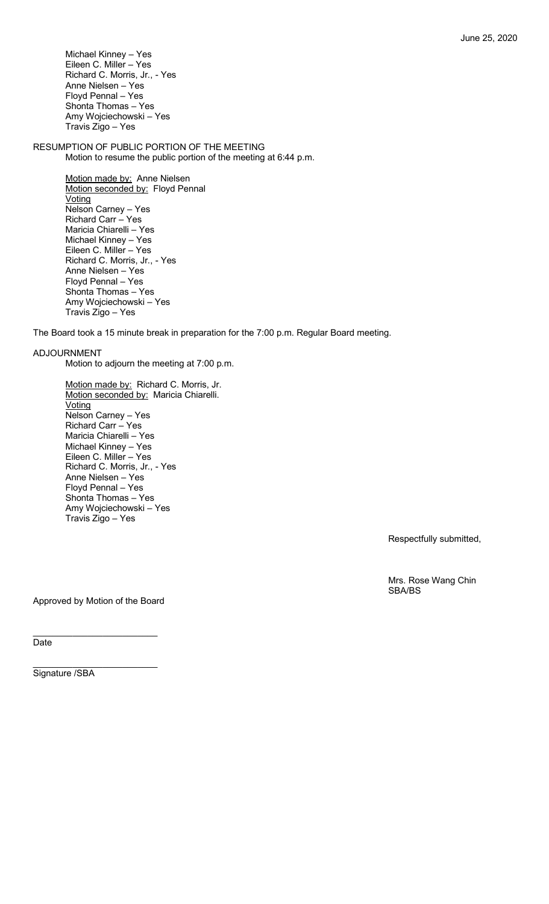Michael Kinney – Yes
Eileen C. Miller – Yes
Richard C. Morris, Jr., - Yes
Anne Nielsen – Yes
Floyd Pennal – Yes
Shonta Thomas – Yes
Amy Wojciechowski – Yes
Travis Zigo – Yes

RESUMPTION OF PUBLIC PORTION OF THE MEETING

Motion to resume the public portion of the meeting at 6:44 p.m.

Motion made by: Anne Nielsen
Motion seconded by: Floyd Pennal
Voting
Nelson Carney – Yes
Richard Carr – Yes
Maricia Chiarelli – Yes
Michael Kinney – Yes
Eileen C. Miller – Yes
Richard C. Morris, Jr., - Yes
Anne Nielsen – Yes
Floyd Pennal – Yes
Shonta Thomas – Yes
Amy Wojciechowski – Yes
Travis Zigo – Yes

The Board took a 15 minute break in preparation for the 7:00 p.m. Regular Board meeting.

ADJOURNMENT

Motion to adjourn the meeting at 7:00 p.m.

Motion made by: Richard C. Morris, Jr.
Motion seconded by: Maricia Chiarelli.
Voting
Nelson Carney – Yes
Richard Carr – Yes
Maricia Chiarelli – Yes
Michael Kinney – Yes
Eileen C. Miller – Yes
Richard C. Morris, Jr., - Yes
Anne Nielsen – Yes
Floyd Pennal – Yes
Shonta Thomas – Yes
Amy Wojciechowski – Yes
Travis Zigo – Yes

Respectfully submitted,

Mrs. Rose Wang Chin
SBA/BS

Approved by Motion of the Board

_________________________
Date

_________________________
Signature /SBA